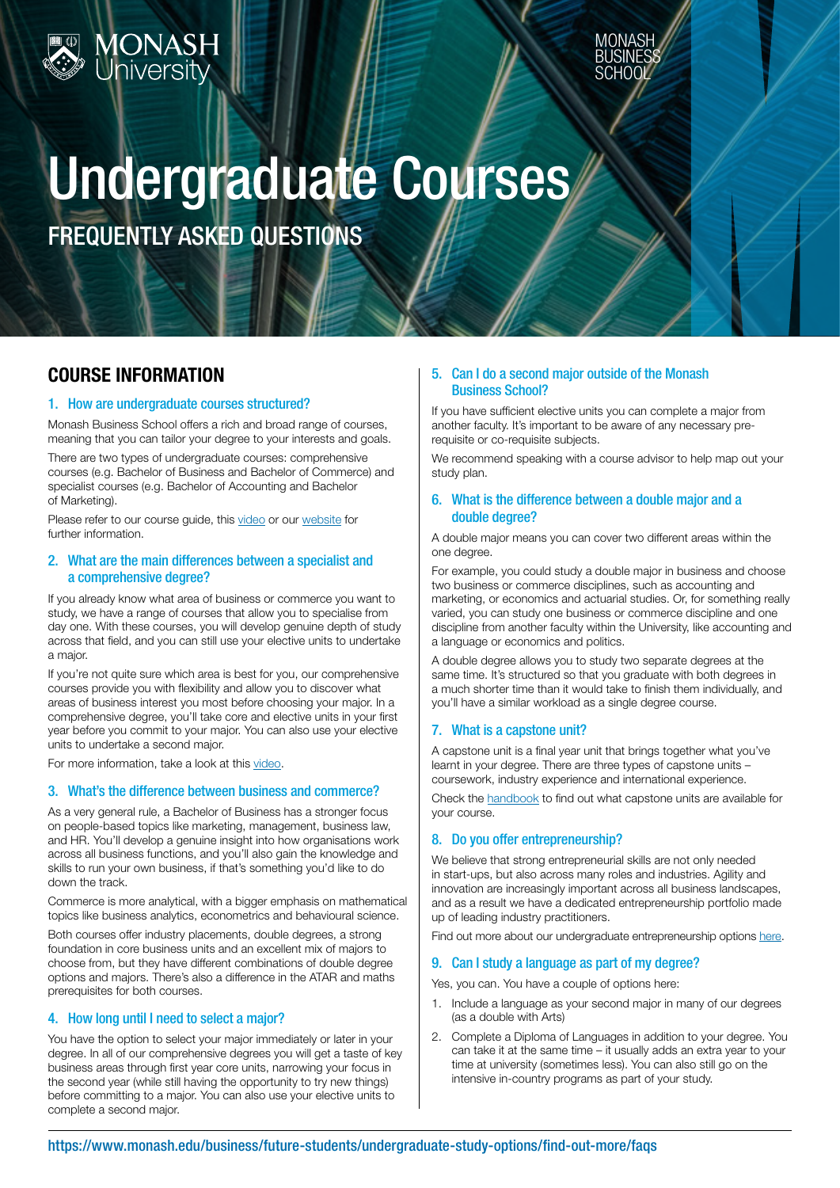MONASH University

MONASH BUSINESS SCHOOL

# Undergraduate Courses

## FREQUENTLY ASKED QUESTIONS

## COURSE INFORMATION

### 1. How are undergraduate courses structured?

Monash Business School offers a rich and broad range of courses, meaning that you can tailor your degree to your interests and goals.

There are two types of undergraduate courses: comprehensive courses (e.g. Bachelor of Business and Bachelor of Commerce) and specialist courses (e.g. Bachelor of Accounting and Bachelor of Marketing).

Please refer to our course guide, this video or our website for further information.

### 2. What are the main differences between a specialist and a comprehensive degree?

If you already know what area of business or commerce you want to study, we have a range of courses that allow you to specialise from day one. With these courses, you will develop genuine depth of study across that field, and you can still use your elective units to undertake a major.

If you're not quite sure which area is best for you, our comprehensive courses provide you with flexibility and allow you to discover what areas of business interest you most before choosing your major. In a comprehensive degree, you'll take core and elective units in your first year before you commit to your major. You can also use your elective units to undertake a second major.

For more information, take a look at this video.

### 3. What's the difference between business and commerce?

As a very general rule, a Bachelor of Business has a stronger focus on people-based topics like marketing, management, business law, and HR. You'll develop a genuine insight into how organisations work across all business functions, and you'll also gain the knowledge and skills to run your own business, if that's something you'd like to do down the track.

Commerce is more analytical, with a bigger emphasis on mathematical topics like business analytics, econometrics and behavioural science.

Both courses offer industry placements, double degrees, a strong foundation in core business units and an excellent mix of majors to choose from, but they have different combinations of double degree options and majors. There's also a difference in the ATAR and maths prerequisites for both courses.

### 4. How long until I need to select a major?

You have the option to select your major immediately or later in your degree. In all of our comprehensive degrees you will get a taste of key business areas through first year core units, narrowing your focus in the second year (while still having the opportunity to try new things) before committing to a major. You can also use your elective units to complete a second major.

### 5. Can I do a second major outside of the Monash Business School?

If you have sufficient elective units you can complete a major from another faculty. It's important to be aware of any necessary pre-requisite or co-requisite subjects.

We recommend speaking with a course advisor to help map out your study plan.

### 6. What is the difference between a double major and a double degree?

A double major means you can cover two different areas within the one degree.

For example, you could study a double major in business and choose two business or commerce disciplines, such as accounting and marketing, or economics and actuarial studies. Or, for something really varied, you can study one business or commerce discipline and one discipline from another faculty within the University, like accounting and a language or economics and politics.

A double degree allows you to study two separate degrees at the same time. It's structured so that you graduate with both degrees in a much shorter time than it would take to finish them individually, and you'll have a similar workload as a single degree course.

### 7. What is a capstone unit?

A capstone unit is a final year unit that brings together what you've learnt in your degree. There are three types of capstone units – coursework, industry experience and international experience.

Check the handbook to find out what capstone units are available for your course.

### 8. Do you offer entrepreneurship?

We believe that strong entrepreneurial skills are not only needed in start-ups, but also across many roles and industries. Agility and innovation are increasingly important across all business landscapes, and as a result we have a dedicated entrepreneurship portfolio made up of leading industry practitioners.

Find out more about our undergraduate entrepreneurship options here.

### 9. Can I study a language as part of my degree?

Yes, you can. You have a couple of options here:

1. Include a language as your second major in many of our degrees (as a double with Arts)
2. Complete a Diploma of Languages in addition to your degree. You can take it at the same time – it usually adds an extra year to your time at university (sometimes less). You can also still go on the intensive in-country programs as part of your study.

https://www.monash.edu/business/future-students/undergraduate-study-options/find-out-more/faqs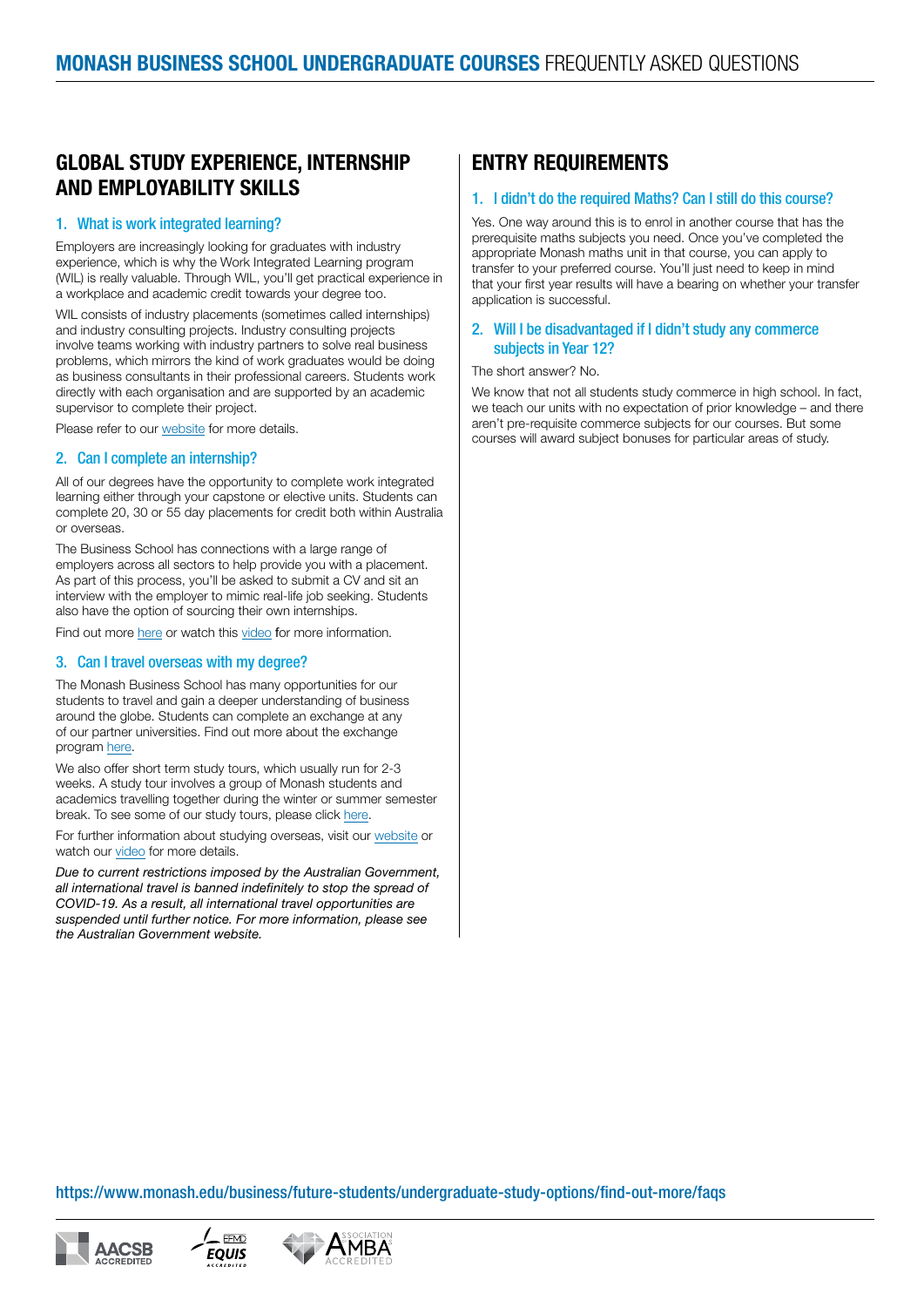## GLOBAL STUDY EXPERIENCE, INTERNSHIP AND EMPLOYABILITY SKILLS

### 1. What is work integrated learning?

Employers are increasingly looking for graduates with industry experience, which is why the Work Integrated Learning program (WIL) is really valuable. Through WIL, you'll get practical experience in a workplace and academic credit towards your degree too.

WIL consists of industry placements (sometimes called internships) and industry consulting projects. Industry consulting projects involve teams working with industry partners to solve real business problems, which mirrors the kind of work graduates would be doing as business consultants in their professional careers. Students work directly with each organisation and are supported by an academic supervisor to complete their project.

Please refer to our website for more details.

### 2. Can I complete an internship?

All of our degrees have the opportunity to complete work integrated learning either through your capstone or elective units. Students can complete 20, 30 or 55 day placements for credit both within Australia or overseas.

The Business School has connections with a large range of employers across all sectors to help provide you with a placement. As part of this process, you'll be asked to submit a CV and sit an interview with the employer to mimic real-life job seeking. Students also have the option of sourcing their own internships.

Find out more here or watch this video for more information.

### 3. Can I travel overseas with my degree?

The Monash Business School has many opportunities for our students to travel and gain a deeper understanding of business around the globe. Students can complete an exchange at any of our partner universities. Find out more about the exchange program here.

We also offer short term study tours, which usually run for 2-3 weeks. A study tour involves a group of Monash students and academics travelling together during the winter or summer semester break. To see some of our study tours, please click here.

For further information about studying overseas, visit our website or watch our video for more details.

*Due to current restrictions imposed by the Australian Government, all international travel is banned indefinitely to stop the spread of COVID-19. As a result, all international travel opportunities are suspended until further notice. For more information, please see the Australian Government website.*

## ENTRY REQUIREMENTS

### 1. I didn't do the required Maths? Can I still do this course?

Yes. One way around this is to enrol in another course that has the prerequisite maths subjects you need. Once you've completed the appropriate Monash maths unit in that course, you can apply to transfer to your preferred course. You'll just need to keep in mind that your first year results will have a bearing on whether your transfer application is successful.

### 2. Will I be disadvantaged if I didn't study any commerce subjects in Year 12?

The short answer? No.

We know that not all students study commerce in high school. In fact, we teach our units with no expectation of prior knowledge – and there aren't pre-requisite commerce subjects for our courses. But some courses will award subject bonuses for particular areas of study.

https://www.monash.edu/business/future-students/undergraduate-study-options/find-out-more/faqs